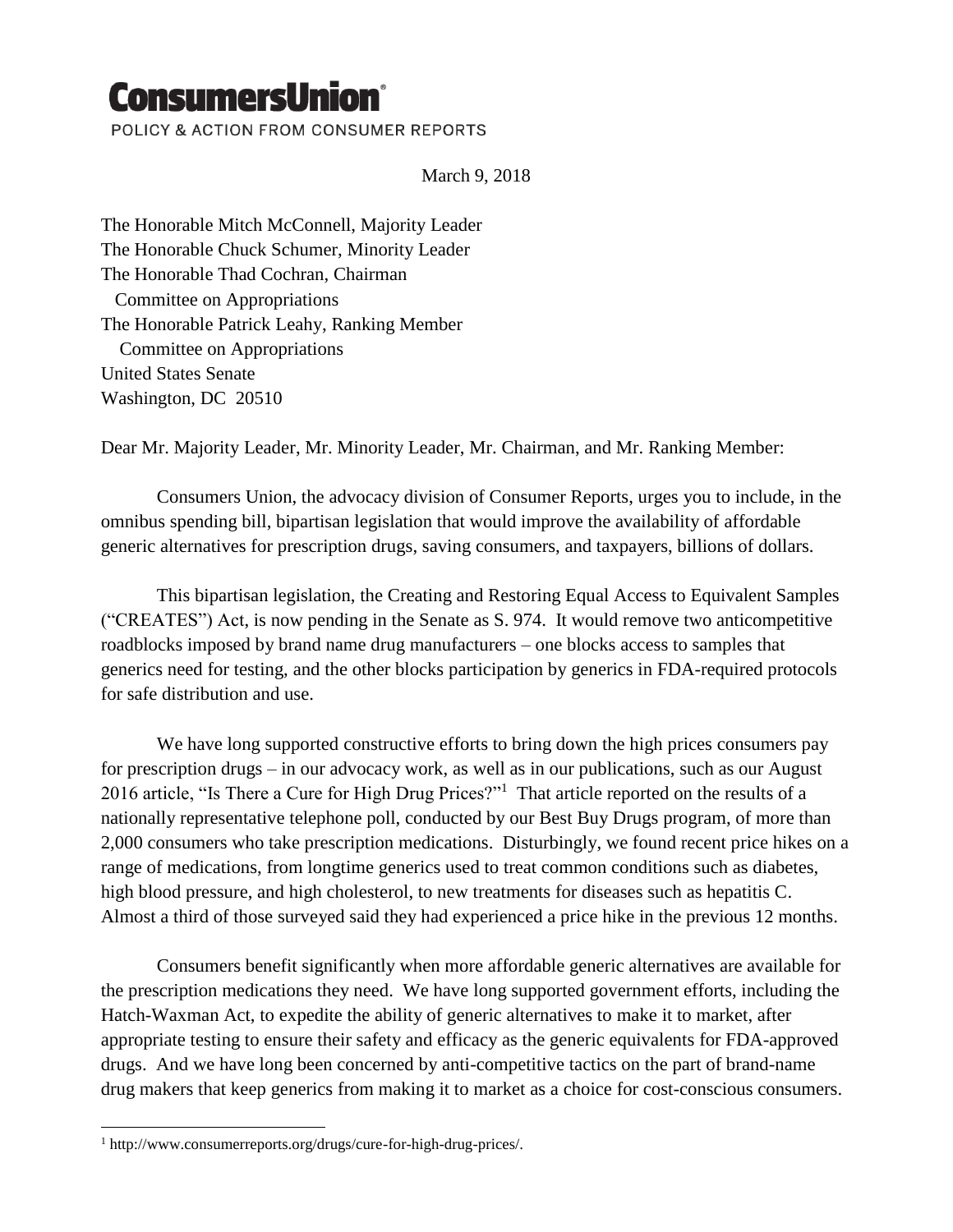**ConsumersUnion**®

POLICY & ACTION FROM CONSUMER REPORTS

March 9, 2018

The Honorable Mitch McConnell, Majority Leader
The Honorable Chuck Schumer, Minority Leader
The Honorable Thad Cochran, Chairman
Committee on Appropriations
The Honorable Patrick Leahy, Ranking Member
Committee on Appropriations
United States Senate
Washington, DC 20510

Dear Mr. Majority Leader, Mr. Minority Leader, Mr. Chairman, and Mr. Ranking Member:

Consumers Union, the advocacy division of Consumer Reports, urges you to include, in the omnibus spending bill, bipartisan legislation that would improve the availability of affordable generic alternatives for prescription drugs, saving consumers, and taxpayers, billions of dollars.

This bipartisan legislation, the Creating and Restoring Equal Access to Equivalent Samples ("CREATES") Act, is now pending in the Senate as S. 974. It would remove two anticompetitive roadblocks imposed by brand name drug manufacturers – one blocks access to samples that generics need for testing, and the other blocks participation by generics in FDA-required protocols for safe distribution and use.

We have long supported constructive efforts to bring down the high prices consumers pay for prescription drugs – in our advocacy work, as well as in our publications, such as our August 2016 article, "Is There a Cure for High Drug Prices?"[1] That article reported on the results of a nationally representative telephone poll, conducted by our Best Buy Drugs program, of more than 2,000 consumers who take prescription medications. Disturbingly, we found recent price hikes on a range of medications, from longtime generics used to treat common conditions such as diabetes, high blood pressure, and high cholesterol, to new treatments for diseases such as hepatitis C. Almost a third of those surveyed said they had experienced a price hike in the previous 12 months.

Consumers benefit significantly when more affordable generic alternatives are available for the prescription medications they need. We have long supported government efforts, including the Hatch-Waxman Act, to expedite the ability of generic alternatives to make it to market, after appropriate testing to ensure their safety and efficacy as the generic equivalents for FDA-approved drugs. And we have long been concerned by anti-competitive tactics on the part of brand-name drug makers that keep generics from making it to market as a choice for cost-conscious consumers.

[1] http://www.consumerreports.org/drugs/cure-for-high-drug-prices/.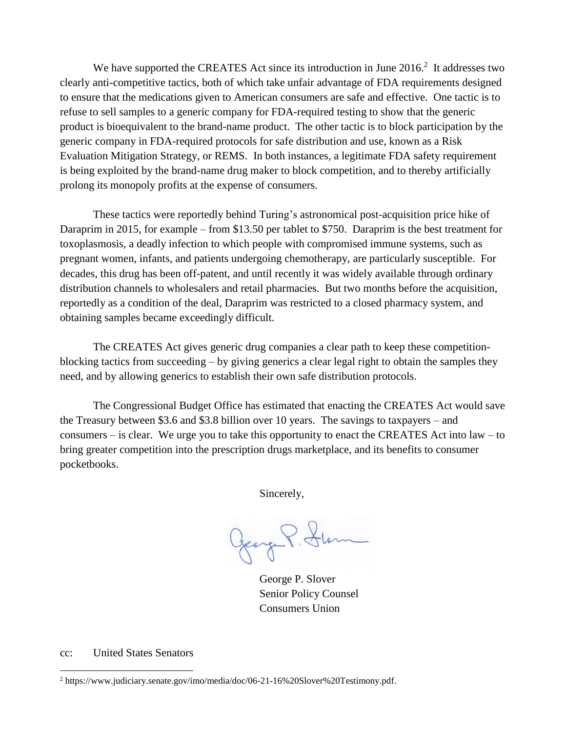We have supported the CREATES Act since its introduction in June 2016.[2] It addresses two clearly anti-competitive tactics, both of which take unfair advantage of FDA requirements designed to ensure that the medications given to American consumers are safe and effective. One tactic is to refuse to sell samples to a generic company for FDA-required testing to show that the generic product is bioequivalent to the brand-name product. The other tactic is to block participation by the generic company in FDA-required protocols for safe distribution and use, known as a Risk Evaluation Mitigation Strategy, or REMS. In both instances, a legitimate FDA safety requirement is being exploited by the brand-name drug maker to block competition, and to thereby artificially prolong its monopoly profits at the expense of consumers.

These tactics were reportedly behind Turing's astronomical post-acquisition price hike of Daraprim in 2015, for example – from $13.50 per tablet to $750. Daraprim is the best treatment for toxoplasmosis, a deadly infection to which people with compromised immune systems, such as pregnant women, infants, and patients undergoing chemotherapy, are particularly susceptible. For decades, this drug has been off-patent, and until recently it was widely available through ordinary distribution channels to wholesalers and retail pharmacies. But two months before the acquisition, reportedly as a condition of the deal, Daraprim was restricted to a closed pharmacy system, and obtaining samples became exceedingly difficult.

The CREATES Act gives generic drug companies a clear path to keep these competition-blocking tactics from succeeding – by giving generics a clear legal right to obtain the samples they need, and by allowing generics to establish their own safe distribution protocols.

The Congressional Budget Office has estimated that enacting the CREATES Act would save the Treasury between $3.6 and $3.8 billion over 10 years. The savings to taxpayers – and consumers – is clear. We urge you to take this opportunity to enact the CREATES Act into law – to bring greater competition into the prescription drugs marketplace, and its benefits to consumer pocketbooks.

Sincerely,

George P. Slover
Senior Policy Counsel
Consumers Union

cc: United States Senators

[2] https://www.judiciary.senate.gov/imo/media/doc/06-21-16%20Slover%20Testimony.pdf.